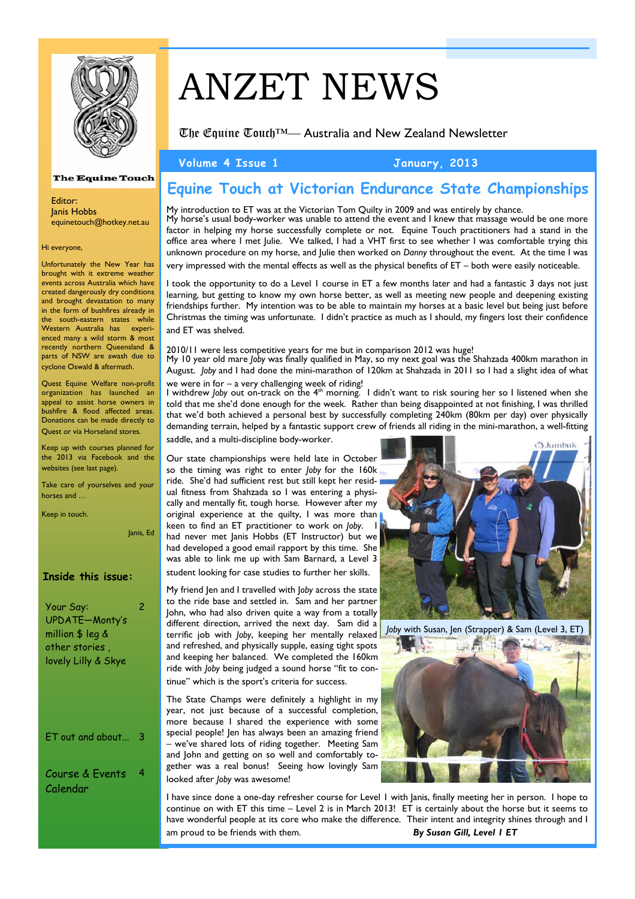# ANZET NEWS

The Equine Touch™— Australia and New Zealand Newsletter

Volume 4 Issue 1 January, 2013

The Equine Touch

Editor:
Janis Hobbs
equinetouch@hotkey.net.au

Hi everyone,

Unfortunately the New Year has brought with it extreme weather events across Australia which have created dangerously dry conditions and brought devastation to many in the form of bushfires already in the south-eastern states while Western Australia has experienced many a wild storm & most recently northern Queensland & parts of NSW are awash due to cyclone Oswald & aftermath.

Quest Equine Welfare non-profit organization has launched an appeal to assist horse owners in bushfire & flood affected areas. Donations can be made directly to Quest or via Horseland stores.

Keep up with courses planned for the 2013 via Facebook and the websites (see last page).

Take care of yourselves and your horses and …

Keep in touch.

Janis, Ed

**Inside this issue:**

| | |
|---|---|
| Your Say: UPDATE—Monty's million $ leg & other stories , lovely Lilly & Skye | 2 |
| ET out and about… | 3 |
| Course & Events Calendar | 4 |

## Equine Touch at Victorian Endurance State Championships

My introduction to ET was at the Victorian Tom Quilty in 2009 and was entirely by chance. My horse's usual body-worker was unable to attend the event and I knew that massage would be one more factor in helping my horse successfully complete or not. Equine Touch practitioners had a stand in the office area where I met Julie. We talked, I had a VHT first to see whether I was comfortable trying this unknown procedure on my horse, and Julie then worked on *Danny* throughout the event. At the time I was very impressed with the mental effects as well as the physical benefits of ET – both were easily noticeable.

I took the opportunity to do a Level 1 course in ET a few months later and had a fantastic 3 days not just learning, but getting to know my own horse better, as well as meeting new people and deepening existing friendships further. My intention was to be able to maintain my horses at a basic level but being just before Christmas the timing was unfortunate. I didn't practice as much as I should, my fingers lost their confidence and ET was shelved.

2010/11 were less competitive years for me but in comparison 2012 was huge! My 10 year old mare *Joby* was finally qualified in May, so my next goal was the Shahzada 400km marathon in August. *Joby* and I had done the mini-marathon of 120km at Shahzada in 2011 so I had a slight idea of what we were in for – a very challenging week of riding! I withdrew *Joby* out on-track on the 4th morning. I didn't want to risk souring her so I listened when she told that me she'd done enough for the week. Rather than being disappointed at not finishing, I was thrilled that we'd both achieved a personal best by successfully completing 240km (80km per day) over physically demanding terrain, helped by a fantastic support crew of friends all riding in the mini-marathon, a well-fitting saddle, and a multi-discipline body-worker.

Our state championships were held late in October so the timing was right to enter *Joby* for the 160k ride. She'd had sufficient rest but still kept her residual fitness from Shahzada so I was entering a physically and mentally fit, tough horse. However after my original experience at the quilty, I was more than keen to find an ET practitioner to work on *Joby*. I had never met Janis Hobbs (ET Instructor) but we had developed a good email rapport by this time. She was able to link me up with Sam Barnard, a Level 3 student looking for case studies to further her skills.

My friend Jen and I travelled with *Joby* across the state to the ride base and settled in. Sam and her partner John, who had also driven quite a way from a totally different direction, arrived the next day. Sam did a terrific job with *Joby*, keeping her mentally relaxed and refreshed, and physically supple, easing tight spots and keeping her balanced. We completed the 160km ride with *Joby* being judged a sound horse "fit to continue" which is the sport's criteria for success.

*Joby* with Susan, Jen (Strapper) & Sam (Level 3, ET)

The State Champs were definitely a highlight in my year, not just because of a successful completion, more because I shared the experience with some special people! Jen has always been an amazing friend – we've shared lots of riding together. Meeting Sam and John and getting on so well and comfortably together was a real bonus! Seeing how lovingly Sam looked after *Joby* was awesome!

I have since done a one-day refresher course for Level 1 with Janis, finally meeting her in person. I hope to continue on with ET this time – Level 2 is in March 2013! ET is certainly about the horse but it seems to have wonderful people at its core who make the difference. Their intent and integrity shines through and I am proud to be friends with them.

***By Susan Gill, Level 1 ET***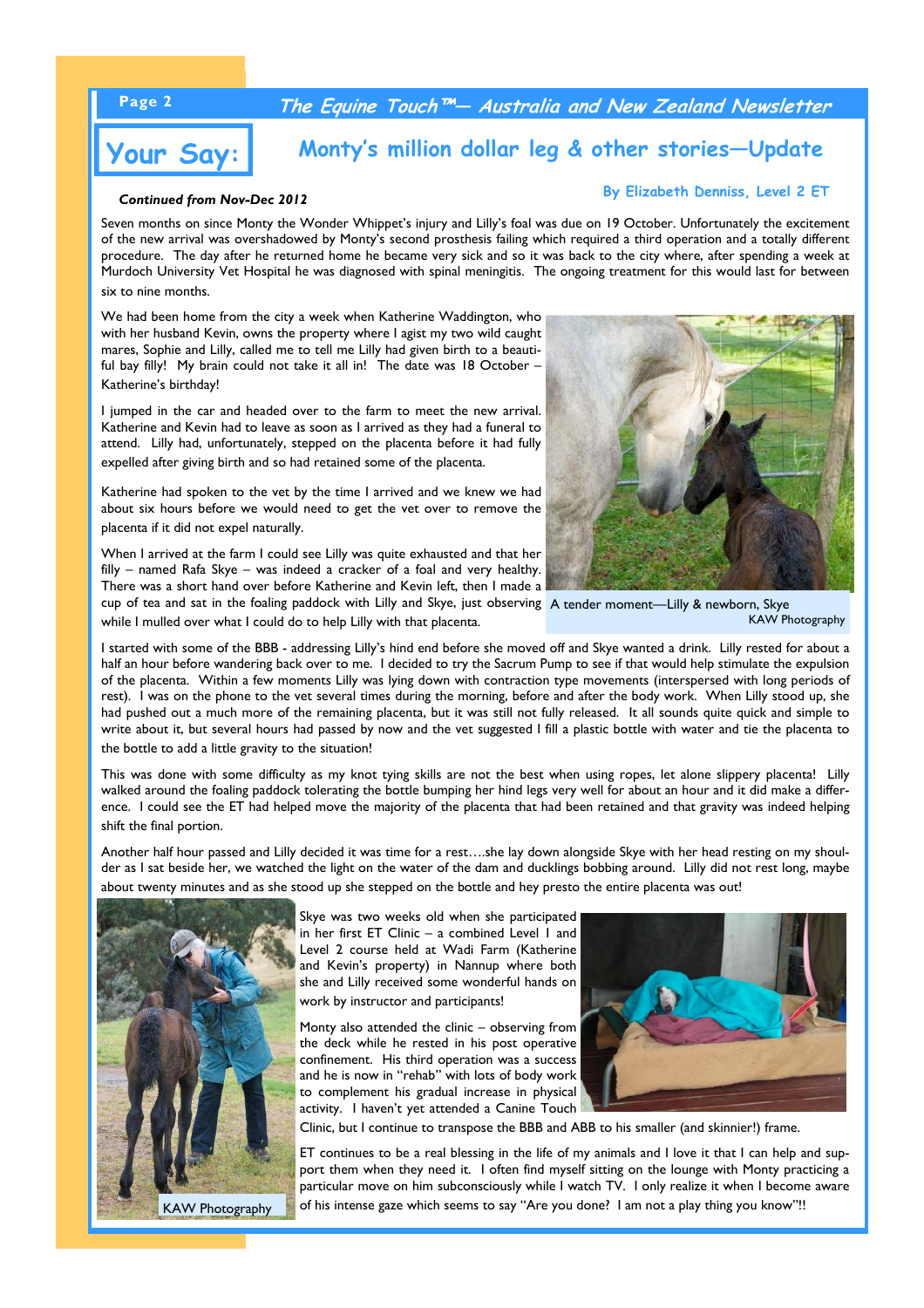## Your Say:

## Monty's million dollar leg & other stories—Update

*Continued from Nov-Dec 2012*

**By Elizabeth Denniss, Level 2 ET**

Seven months on since Monty the Wonder Whippet's injury and Lilly's foal was due on 19 October. Unfortunately the excitement of the new arrival was overshadowed by Monty's second prosthesis failing which required a third operation and a totally different procedure. The day after he returned home he became very sick and so it was back to the city where, after spending a week at Murdoch University Vet Hospital he was diagnosed with spinal meningitis. The ongoing treatment for this would last for between six to nine months.

We had been home from the city a week when Katherine Waddington, who with her husband Kevin, owns the property where I agist my two wild caught mares, Sophie and Lilly, called me to tell me Lilly had given birth to a beautiful bay filly! My brain could not take it all in! The date was 18 October – Katherine's birthday!

I jumped in the car and headed over to the farm to meet the new arrival. Katherine and Kevin had to leave as soon as I arrived as they had a funeral to attend. Lilly had, unfortunately, stepped on the placenta before it had fully expelled after giving birth and so had retained some of the placenta.

Katherine had spoken to the vet by the time I arrived and we knew we had about six hours before we would need to get the vet over to remove the placenta if it did not expel naturally.

When I arrived at the farm I could see Lilly was quite exhausted and that her filly – named Rafa Skye – was indeed a cracker of a foal and very healthy. There was a short hand over before Katherine and Kevin left, then I made a cup of tea and sat in the foaling paddock with Lilly and Skye, just observing while I mulled over what I could do to help Lilly with that placenta.

A tender moment—Lilly & newborn, Skye
KAW Photography

I started with some of the BBB - addressing Lilly's hind end before she moved off and Skye wanted a drink. Lilly rested for about a half an hour before wandering back over to me. I decided to try the Sacrum Pump to see if that would help stimulate the expulsion of the placenta. Within a few moments Lilly was lying down with contraction type movements (interspersed with long periods of rest). I was on the phone to the vet several times during the morning, before and after the body work. When Lilly stood up, she had pushed out a much more of the remaining placenta, but it was still not fully released. It all sounds quite quick and simple to write about it, but several hours had passed by now and the vet suggested I fill a plastic bottle with water and tie the placenta to the bottle to add a little gravity to the situation!

This was done with some difficulty as my knot tying skills are not the best when using ropes, let alone slippery placenta! Lilly walked around the foaling paddock tolerating the bottle bumping her hind legs very well for about an hour and it did make a difference. I could see the ET had helped move the majority of the placenta that had been retained and that gravity was indeed helping shift the final portion.

Another half hour passed and Lilly decided it was time for a rest….she lay down alongside Skye with her head resting on my shoulder as I sat beside her, we watched the light on the water of the dam and ducklings bobbing around. Lilly did not rest long, maybe about twenty minutes and as she stood up she stepped on the bottle and hey presto the entire placenta was out!

KAW Photography

Skye was two weeks old when she participated in her first ET Clinic – a combined Level 1 and Level 2 course held at Wadi Farm (Katherine and Kevin's property) in Nannup where both she and Lilly received some wonderful hands on work by instructor and participants!

Monty also attended the clinic – observing from the deck while he rested in his post operative confinement. His third operation was a success and he is now in "rehab" with lots of body work to complement his gradual increase in physical activity. I haven't yet attended a Canine Touch Clinic, but I continue to transpose the BBB and ABB to his smaller (and skinnier!) frame.

ET continues to be a real blessing in the life of my animals and I love it that I can help and support them when they need it. I often find myself sitting on the lounge with Monty practicing a particular move on him subconsciously while I watch TV. I only realize it when I become aware of his intense gaze which seems to say "Are you done? I am not a play thing you know"!!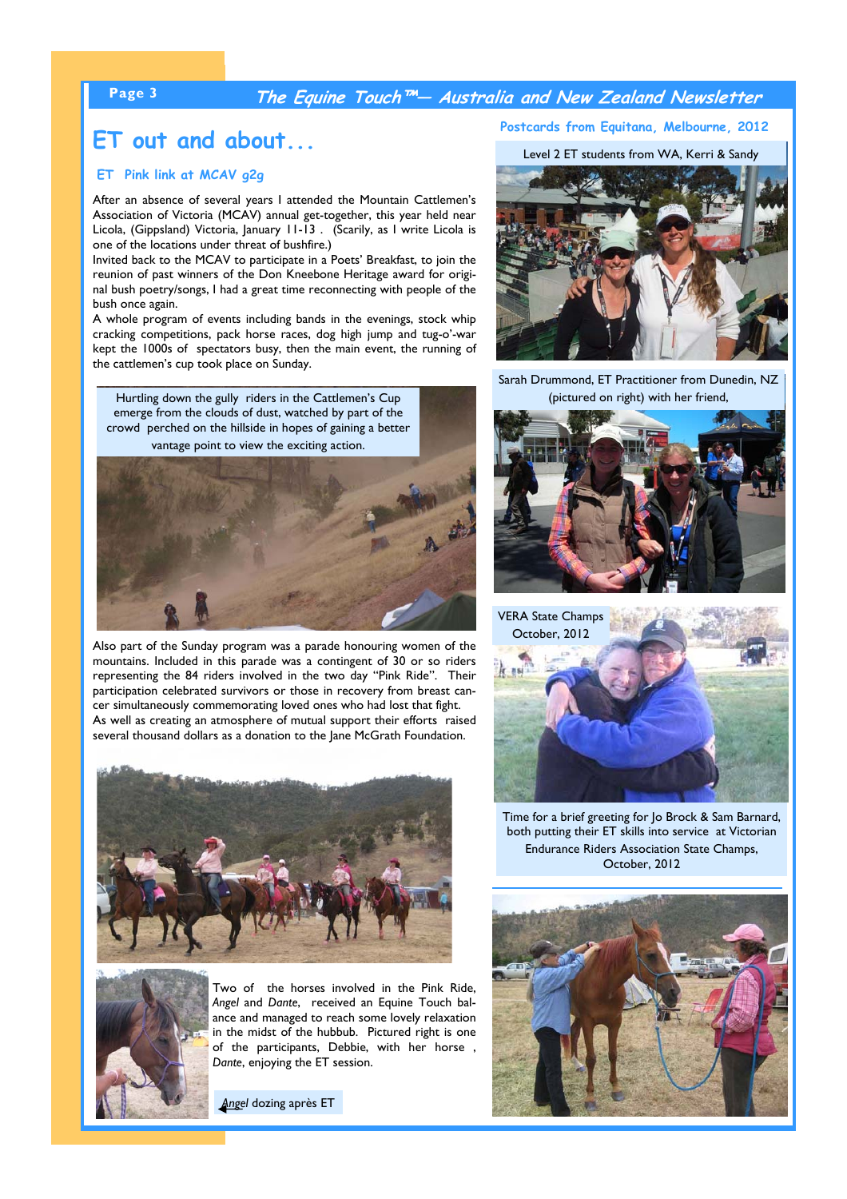# ET out and about...

### ET Pink link at MCAV g2g

After an absence of several years I attended the Mountain Cattlemen's Association of Victoria (MCAV) annual get-together, this year held near Licola, (Gippsland) Victoria, January 11-13 . (Scarily, as I write Licola is one of the locations under threat of bushfire.)

Invited back to the MCAV to participate in a Poets' Breakfast, to join the reunion of past winners of the Don Kneebone Heritage award for original bush poetry/songs, I had a great time reconnecting with people of the bush once again.

A whole program of events including bands in the evenings, stock whip cracking competitions, pack horse races, dog high jump and tug-o'-war kept the 1000s of spectators busy, then the main event, the running of the cattlemen's cup took place on Sunday.

Hurtling down the gully riders in the Cattlemen's Cup emerge from the clouds of dust, watched by part of the crowd perched on the hillside in hopes of gaining a better vantage point to view the exciting action.

Also part of the Sunday program was a parade honouring women of the mountains. Included in this parade was a contingent of 30 or so riders representing the 84 riders involved in the two day "Pink Ride". Their participation celebrated survivors or those in recovery from breast cancer simultaneously commemorating loved ones who had lost that fight. As well as creating an atmosphere of mutual support their efforts raised several thousand dollars as a donation to the Jane McGrath Foundation.

Two of the horses involved in the Pink Ride, *Angel* and *Dante*, received an Equine Touch balance and managed to reach some lovely relaxation in the midst of the hubbub. Pictured right is one of the participants, Debbie, with her horse , *Dante*, enjoying the ET session.

*Angel* dozing après ET

### Postcards from Equitana, Melbourne, 2012

Level 2 ET students from WA, Kerri & Sandy

Sarah Drummond, ET Practitioner from Dunedin, NZ (pictured on right) with her friend,

VERA State Champs October, 2012

Time for a brief greeting for Jo Brock & Sam Barnard, both putting their ET skills into service at Victorian Endurance Riders Association State Champs, October, 2012